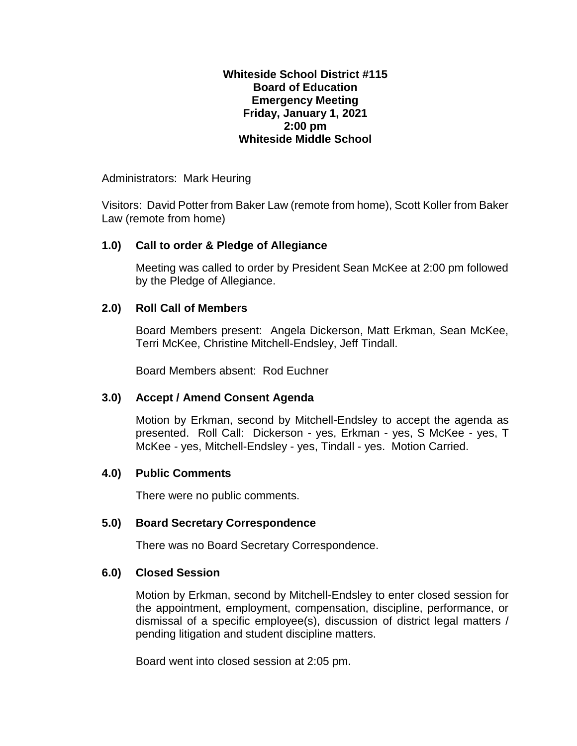**Whiteside School District #115**
**Board of Education**
**Emergency Meeting**
**Friday, January 1, 2021**
**2:00 pm**
**Whiteside Middle School**

Administrators: Mark Heuring

Visitors: David Potter from Baker Law (remote from home), Scott Koller from Baker Law (remote from home)

## 1.0) Call to order & Pledge of Allegiance

Meeting was called to order by President Sean McKee at 2:00 pm followed by the Pledge of Allegiance.

## 2.0) Roll Call of Members

Board Members present: Angela Dickerson, Matt Erkman, Sean McKee, Terri McKee, Christine Mitchell-Endsley, Jeff Tindall.

Board Members absent: Rod Euchner

## 3.0) Accept / Amend Consent Agenda

Motion by Erkman, second by Mitchell-Endsley to accept the agenda as presented. Roll Call: Dickerson - yes, Erkman - yes, S McKee - yes, T McKee - yes, Mitchell-Endsley - yes, Tindall - yes. Motion Carried.

## 4.0) Public Comments

There were no public comments.

## 5.0) Board Secretary Correspondence

There was no Board Secretary Correspondence.

## 6.0) Closed Session

Motion by Erkman, second by Mitchell-Endsley to enter closed session for the appointment, employment, compensation, discipline, performance, or dismissal of a specific employee(s), discussion of district legal matters / pending litigation and student discipline matters.

Board went into closed session at 2:05 pm.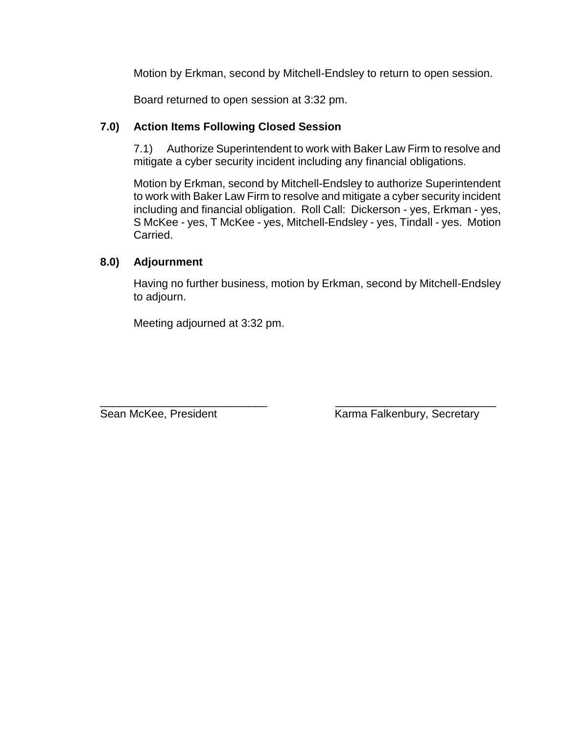Motion by Erkman, second by Mitchell-Endsley to return to open session.

Board returned to open session at 3:32 pm.

**7.0) Action Items Following Closed Session**

7.1) Authorize Superintendent to work with Baker Law Firm to resolve and mitigate a cyber security incident including any financial obligations.

Motion by Erkman, second by Mitchell-Endsley to authorize Superintendent to work with Baker Law Firm to resolve and mitigate a cyber security incident including and financial obligation. Roll Call: Dickerson - yes, Erkman - yes, S McKee - yes, T McKee - yes, Mitchell-Endsley - yes, Tindall - yes. Motion Carried.

**8.0) Adjournment**

Having no further business, motion by Erkman, second by Mitchell-Endsley to adjourn.

Meeting adjourned at 3:32 pm.

\_\_\_\_\_\_\_\_\_\_\_\_\_\_\_\_\_\_\_\_\_\_\_\_\_\_\_ \_\_\_\_\_\_\_\_\_\_\_\_\_\_\_\_\_\_\_\_\_\_\_\_\_\_\_

Sean McKee, President Karma Falkenbury, Secretary